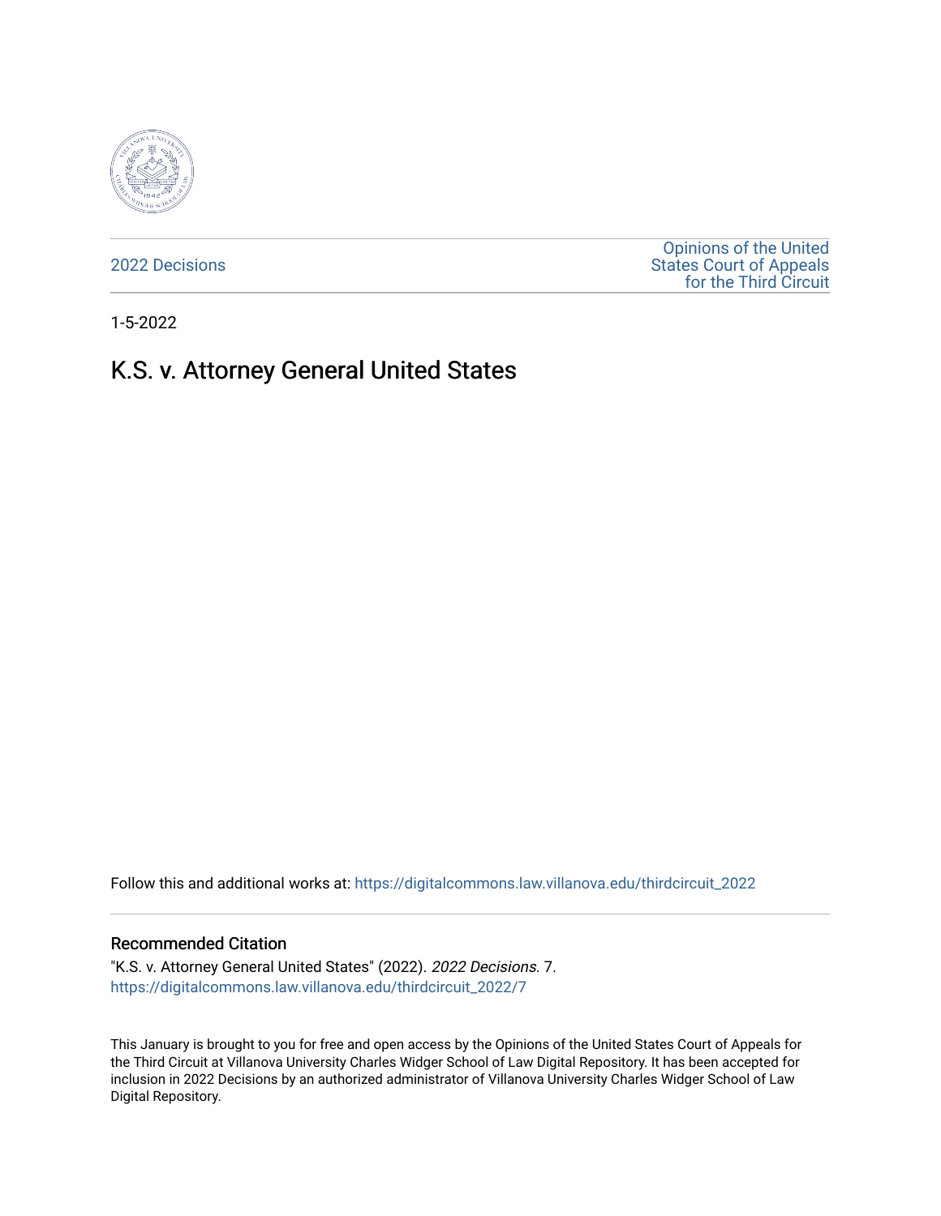2022 Decisions

Opinions of the United States Court of Appeals for the Third Circuit

1-5-2022

# K.S. v. Attorney General United States

Follow this and additional works at: https://digitalcommons.law.villanova.edu/thirdcircuit_2022

## Recommended Citation

"K.S. v. Attorney General United States" (2022). *2022 Decisions*. 7.
https://digitalcommons.law.villanova.edu/thirdcircuit_2022/7

This January is brought to you for free and open access by the Opinions of the United States Court of Appeals for the Third Circuit at Villanova University Charles Widger School of Law Digital Repository. It has been accepted for inclusion in 2022 Decisions by an authorized administrator of Villanova University Charles Widger School of Law Digital Repository.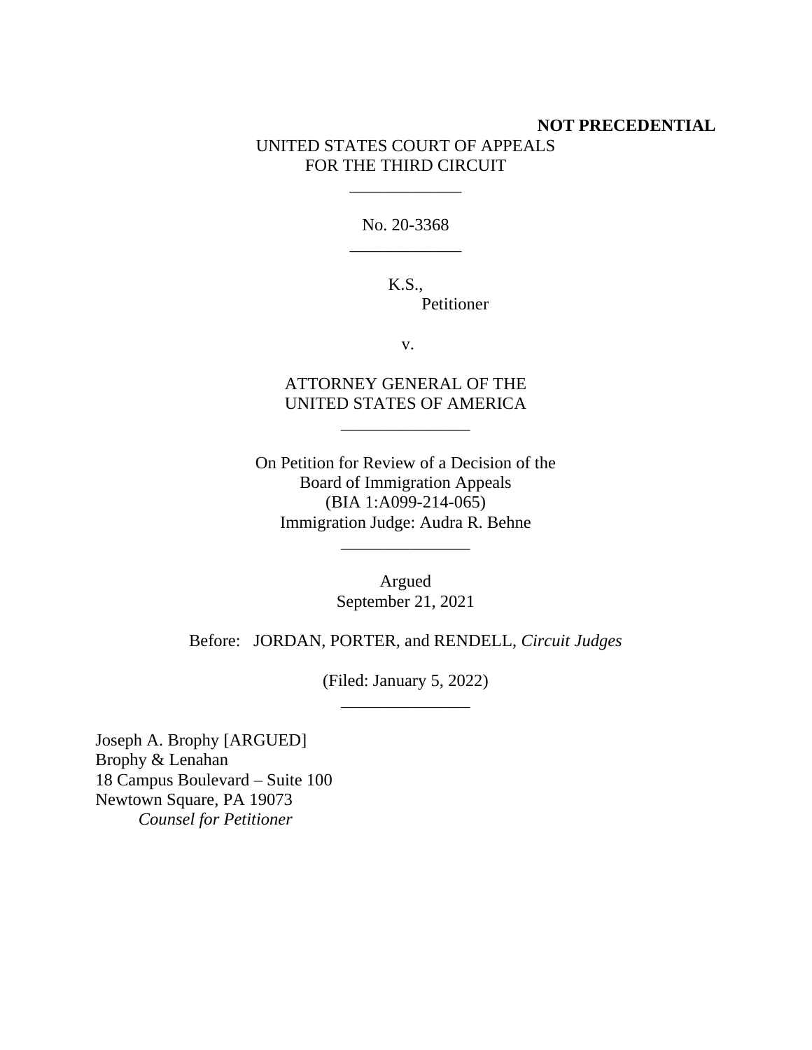**NOT PRECEDENTIAL**

UNITED STATES COURT OF APPEALS
FOR THE THIRD CIRCUIT

\_\_\_\_\_\_\_\_\_\_\_\_\_

No. 20-3368

\_\_\_\_\_\_\_\_\_\_\_\_\_

K.S.,
Petitioner

v.

ATTORNEY GENERAL OF THE
UNITED STATES OF AMERICA

\_\_\_\_\_\_\_\_\_\_\_\_\_\_\_

On Petition for Review of a Decision of the
Board of Immigration Appeals
(BIA 1:A099-214-065)
Immigration Judge: Audra R. Behne

\_\_\_\_\_\_\_\_\_\_\_\_\_\_\_

Argued
September 21, 2021

Before: JORDAN, PORTER, and RENDELL, *Circuit Judges*

(Filed: January 5, 2022)

\_\_\_\_\_\_\_\_\_\_\_\_\_\_\_

Joseph A. Brophy [ARGUED]
Brophy & Lenahan
18 Campus Boulevard – Suite 100
Newtown Square, PA 19073
*Counsel for Petitioner*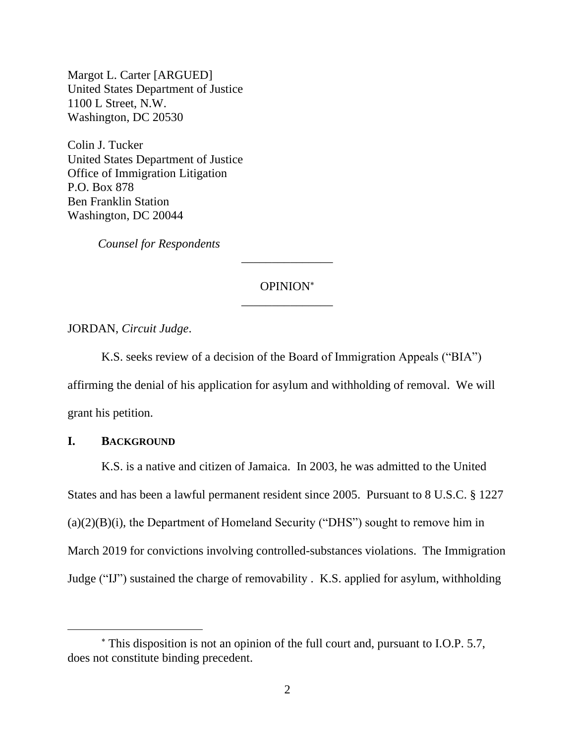Margot L. Carter [ARGUED]
United States Department of Justice
1100 L Street, N.W.
Washington, DC 20530

Colin J. Tucker
United States Department of Justice
Office of Immigration Litigation
P.O. Box 878
Ben Franklin Station
Washington, DC 20044

*Counsel for Respondents*

---

OPINION[*]

---

JORDAN, *Circuit Judge*.

K.S. seeks review of a decision of the Board of Immigration Appeals ("BIA") affirming the denial of his application for asylum and withholding of removal. We will grant his petition.

## I. Background

K.S. is a native and citizen of Jamaica. In 2003, he was admitted to the United States and has been a lawful permanent resident since 2005. Pursuant to 8 U.S.C. § 1227 (a)(2)(B)(i), the Department of Homeland Security ("DHS") sought to remove him in March 2019 for convictions involving controlled-substances violations. The Immigration Judge ("IJ") sustained the charge of removability . K.S. applied for asylum, withholding

---

[*] This disposition is not an opinion of the full court and, pursuant to I.O.P. 5.7, does not constitute binding precedent.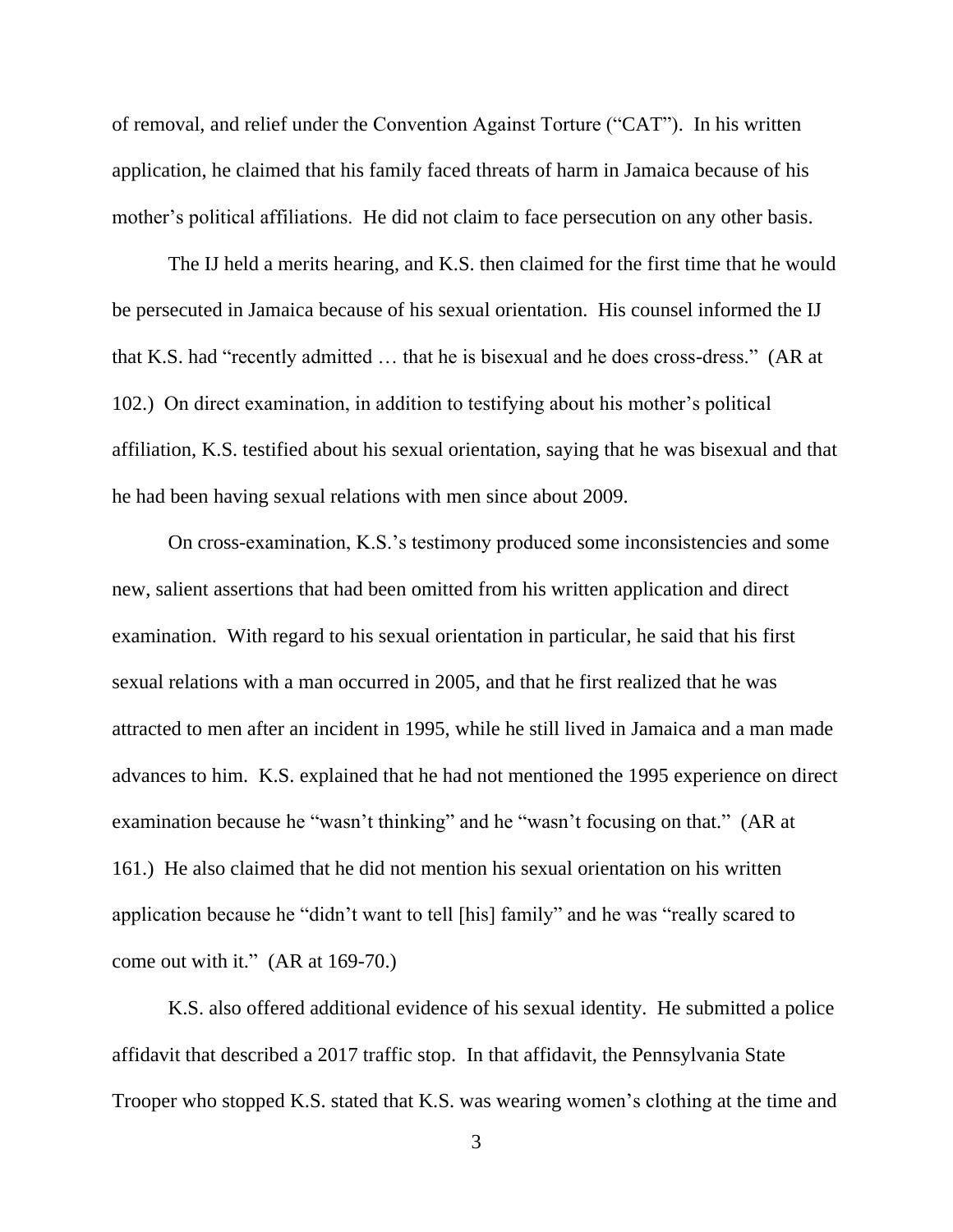of removal, and relief under the Convention Against Torture ("CAT"). In his written application, he claimed that his family faced threats of harm in Jamaica because of his mother's political affiliations. He did not claim to face persecution on any other basis.

The IJ held a merits hearing, and K.S. then claimed for the first time that he would be persecuted in Jamaica because of his sexual orientation. His counsel informed the IJ that K.S. had "recently admitted … that he is bisexual and he does cross-dress." (AR at 102.) On direct examination, in addition to testifying about his mother's political affiliation, K.S. testified about his sexual orientation, saying that he was bisexual and that he had been having sexual relations with men since about 2009.

On cross-examination, K.S.'s testimony produced some inconsistencies and some new, salient assertions that had been omitted from his written application and direct examination. With regard to his sexual orientation in particular, he said that his first sexual relations with a man occurred in 2005, and that he first realized that he was attracted to men after an incident in 1995, while he still lived in Jamaica and a man made advances to him. K.S. explained that he had not mentioned the 1995 experience on direct examination because he "wasn't thinking" and he "wasn't focusing on that." (AR at 161.) He also claimed that he did not mention his sexual orientation on his written application because he "didn't want to tell [his] family" and he was "really scared to come out with it." (AR at 169-70.)

K.S. also offered additional evidence of his sexual identity. He submitted a police affidavit that described a 2017 traffic stop. In that affidavit, the Pennsylvania State Trooper who stopped K.S. stated that K.S. was wearing women's clothing at the time and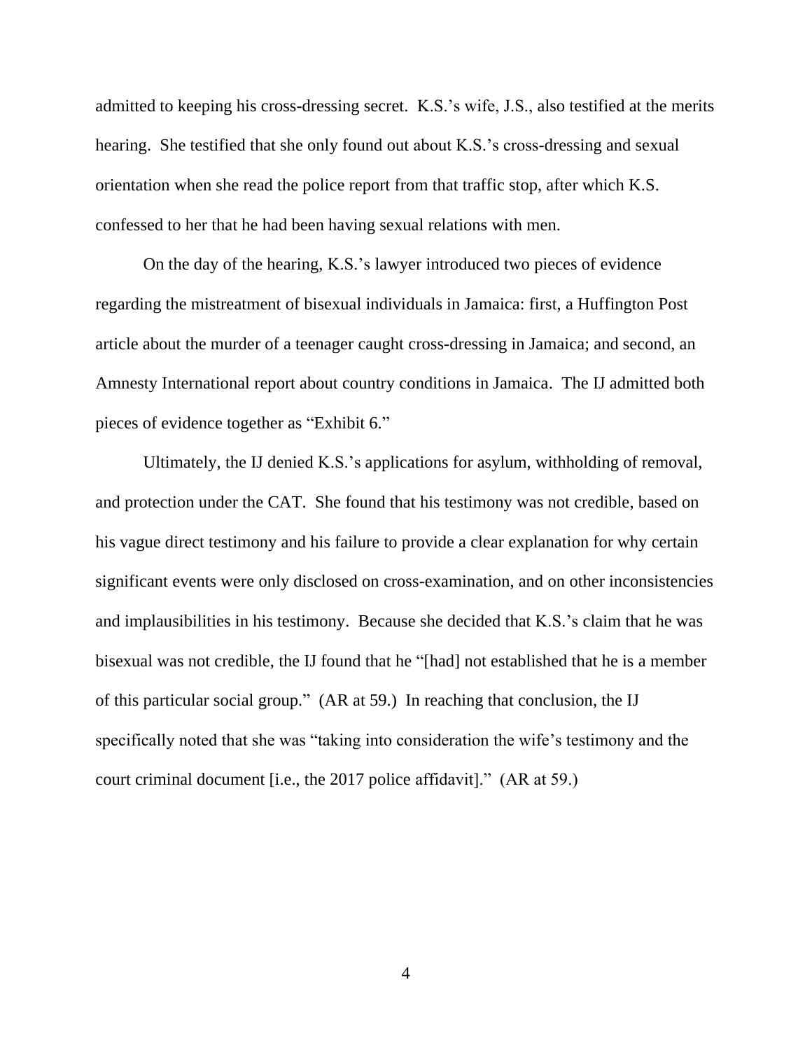admitted to keeping his cross-dressing secret. K.S.'s wife, J.S., also testified at the merits hearing. She testified that she only found out about K.S.'s cross-dressing and sexual orientation when she read the police report from that traffic stop, after which K.S. confessed to her that he had been having sexual relations with men.

On the day of the hearing, K.S.'s lawyer introduced two pieces of evidence regarding the mistreatment of bisexual individuals in Jamaica: first, a Huffington Post article about the murder of a teenager caught cross-dressing in Jamaica; and second, an Amnesty International report about country conditions in Jamaica. The IJ admitted both pieces of evidence together as "Exhibit 6."

Ultimately, the IJ denied K.S.'s applications for asylum, withholding of removal, and protection under the CAT. She found that his testimony was not credible, based on his vague direct testimony and his failure to provide a clear explanation for why certain significant events were only disclosed on cross-examination, and on other inconsistencies and implausibilities in his testimony. Because she decided that K.S.'s claim that he was bisexual was not credible, the IJ found that he "[had] not established that he is a member of this particular social group." (AR at 59.) In reaching that conclusion, the IJ specifically noted that she was "taking into consideration the wife's testimony and the court criminal document [i.e., the 2017 police affidavit]." (AR at 59.)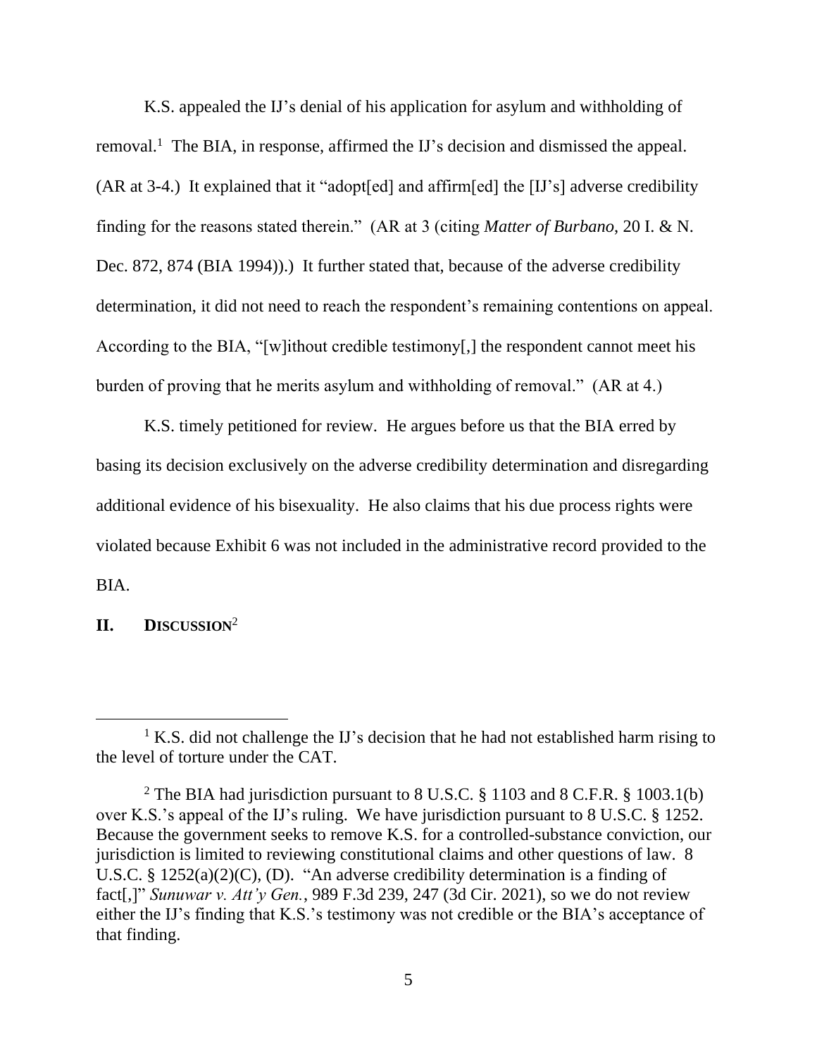K.S. appealed the IJ's denial of his application for asylum and withholding of removal.[1] The BIA, in response, affirmed the IJ's decision and dismissed the appeal. (AR at 3-4.) It explained that it "adopt[ed] and affirm[ed] the [IJ's] adverse credibility finding for the reasons stated therein." (AR at 3 (citing *Matter of Burbano*, 20 I. & N. Dec. 872, 874 (BIA 1994)).) It further stated that, because of the adverse credibility determination, it did not need to reach the respondent's remaining contentions on appeal. According to the BIA, "[w]ithout credible testimony[,] the respondent cannot meet his burden of proving that he merits asylum and withholding of removal." (AR at 4.)

K.S. timely petitioned for review. He argues before us that the BIA erred by basing its decision exclusively on the adverse credibility determination and disregarding additional evidence of his bisexuality. He also claims that his due process rights were violated because Exhibit 6 was not included in the administrative record provided to the BIA.

## II. DISCUSSION[2]

---

[1] K.S. did not challenge the IJ's decision that he had not established harm rising to the level of torture under the CAT.

[2] The BIA had jurisdiction pursuant to 8 U.S.C. § 1103 and 8 C.F.R. § 1003.1(b) over K.S.'s appeal of the IJ's ruling. We have jurisdiction pursuant to 8 U.S.C. § 1252. Because the government seeks to remove K.S. for a controlled-substance conviction, our jurisdiction is limited to reviewing constitutional claims and other questions of law. 8 U.S.C. § 1252(a)(2)(C), (D). "An adverse credibility determination is a finding of fact[,]" *Sunuwar v. Att'y Gen.*, 989 F.3d 239, 247 (3d Cir. 2021), so we do not review either the IJ's finding that K.S.'s testimony was not credible or the BIA's acceptance of that finding.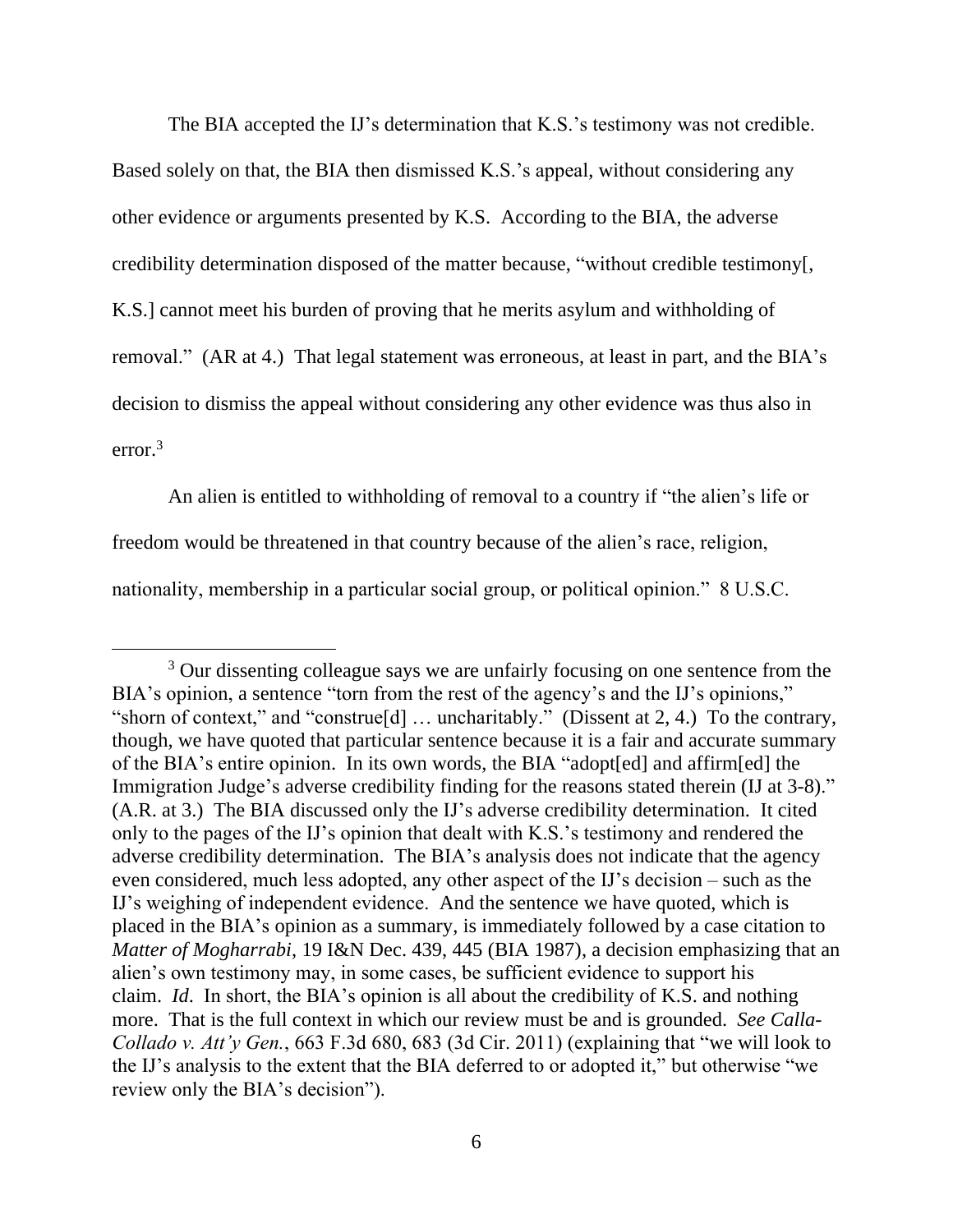The BIA accepted the IJ's determination that K.S.'s testimony was not credible. Based solely on that, the BIA then dismissed K.S.'s appeal, without considering any other evidence or arguments presented by K.S. According to the BIA, the adverse credibility determination disposed of the matter because, "without credible testimony[, K.S.] cannot meet his burden of proving that he merits asylum and withholding of removal." (AR at 4.) That legal statement was erroneous, at least in part, and the BIA's decision to dismiss the appeal without considering any other evidence was thus also in error.[3]

An alien is entitled to withholding of removal to a country if "the alien's life or freedom would be threatened in that country because of the alien's race, religion, nationality, membership in a particular social group, or political opinion." 8 U.S.C.

---

[3] Our dissenting colleague says we are unfairly focusing on one sentence from the BIA's opinion, a sentence "torn from the rest of the agency's and the IJ's opinions," "shorn of context," and "construe[d] … uncharitably." (Dissent at 2, 4.) To the contrary, though, we have quoted that particular sentence because it is a fair and accurate summary of the BIA's entire opinion. In its own words, the BIA "adopt[ed] and affirm[ed] the Immigration Judge's adverse credibility finding for the reasons stated therein (IJ at 3-8)." (A.R. at 3.) The BIA discussed only the IJ's adverse credibility determination. It cited only to the pages of the IJ's opinion that dealt with K.S.'s testimony and rendered the adverse credibility determination. The BIA's analysis does not indicate that the agency even considered, much less adopted, any other aspect of the IJ's decision – such as the IJ's weighing of independent evidence. And the sentence we have quoted, which is placed in the BIA's opinion as a summary, is immediately followed by a case citation to *Matter of Mogharrabi*, 19 I&N Dec. 439, 445 (BIA 1987), a decision emphasizing that an alien's own testimony may, in some cases, be sufficient evidence to support his claim. *Id*. In short, the BIA's opinion is all about the credibility of K.S. and nothing more. That is the full context in which our review must be and is grounded. *See Calla-Collado v. Att'y Gen.*, 663 F.3d 680, 683 (3d Cir. 2011) (explaining that "we will look to the IJ's analysis to the extent that the BIA deferred to or adopted it," but otherwise "we review only the BIA's decision").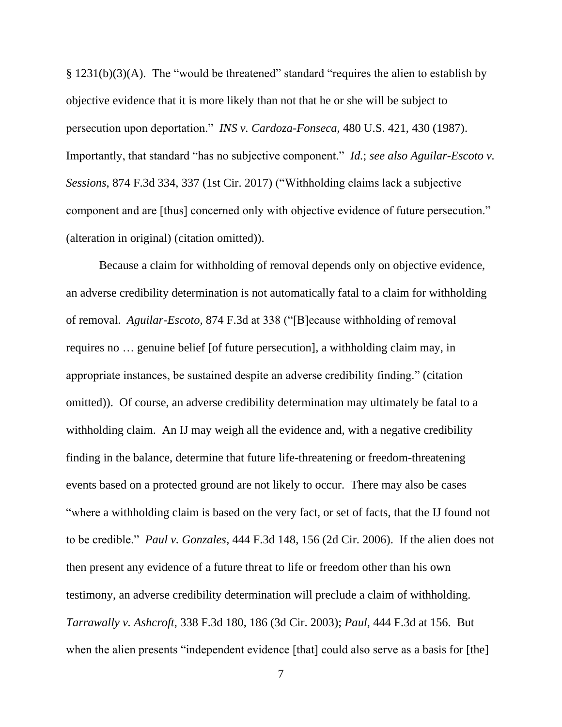§ 1231(b)(3)(A). The "would be threatened" standard "requires the alien to establish by objective evidence that it is more likely than not that he or she will be subject to persecution upon deportation." *INS v. Cardoza-Fonseca*, 480 U.S. 421, 430 (1987). Importantly, that standard "has no subjective component." *Id.*; *see also Aguilar-Escoto v. Sessions*, 874 F.3d 334, 337 (1st Cir. 2017) ("Withholding claims lack a subjective component and are [thus] concerned only with objective evidence of future persecution." (alteration in original) (citation omitted)).

Because a claim for withholding of removal depends only on objective evidence, an adverse credibility determination is not automatically fatal to a claim for withholding of removal. *Aguilar-Escoto*, 874 F.3d at 338 ("[B]ecause withholding of removal requires no … genuine belief [of future persecution], a withholding claim may, in appropriate instances, be sustained despite an adverse credibility finding." (citation omitted)). Of course, an adverse credibility determination may ultimately be fatal to a withholding claim. An IJ may weigh all the evidence and, with a negative credibility finding in the balance, determine that future life-threatening or freedom-threatening events based on a protected ground are not likely to occur. There may also be cases "where a withholding claim is based on the very fact, or set of facts, that the IJ found not to be credible." *Paul v. Gonzales*, 444 F.3d 148, 156 (2d Cir. 2006). If the alien does not then present any evidence of a future threat to life or freedom other than his own testimony, an adverse credibility determination will preclude a claim of withholding. *Tarrawally v. Ashcroft*, 338 F.3d 180, 186 (3d Cir. 2003); *Paul*, 444 F.3d at 156. But when the alien presents "independent evidence [that] could also serve as a basis for [the]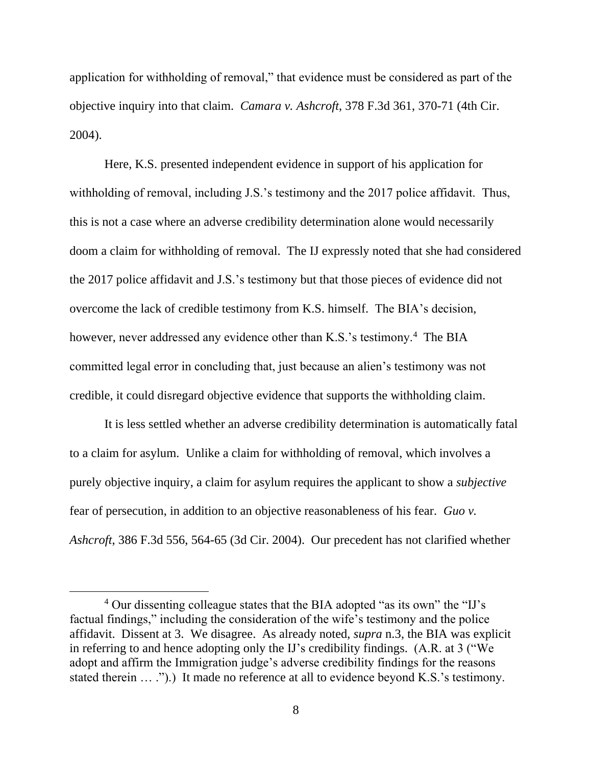application for withholding of removal," that evidence must be considered as part of the objective inquiry into that claim. *Camara v. Ashcroft*, 378 F.3d 361, 370-71 (4th Cir. 2004).

Here, K.S. presented independent evidence in support of his application for withholding of removal, including J.S.'s testimony and the 2017 police affidavit. Thus, this is not a case where an adverse credibility determination alone would necessarily doom a claim for withholding of removal. The IJ expressly noted that she had considered the 2017 police affidavit and J.S.'s testimony but that those pieces of evidence did not overcome the lack of credible testimony from K.S. himself. The BIA's decision, however, never addressed any evidence other than K.S.'s testimony.[4] The BIA committed legal error in concluding that, just because an alien's testimony was not credible, it could disregard objective evidence that supports the withholding claim.

It is less settled whether an adverse credibility determination is automatically fatal to a claim for asylum. Unlike a claim for withholding of removal, which involves a purely objective inquiry, a claim for asylum requires the applicant to show a *subjective* fear of persecution, in addition to an objective reasonableness of his fear. *Guo v. Ashcroft*, 386 F.3d 556, 564-65 (3d Cir. 2004). Our precedent has not clarified whether

---

[4] Our dissenting colleague states that the BIA adopted "as its own" the "IJ's factual findings," including the consideration of the wife's testimony and the police affidavit. Dissent at 3. We disagree. As already noted, *supra* n.3, the BIA was explicit in referring to and hence adopting only the IJ's credibility findings. (A.R. at 3 ("We adopt and affirm the Immigration judge's adverse credibility findings for the reasons stated therein … .").) It made no reference at all to evidence beyond K.S.'s testimony.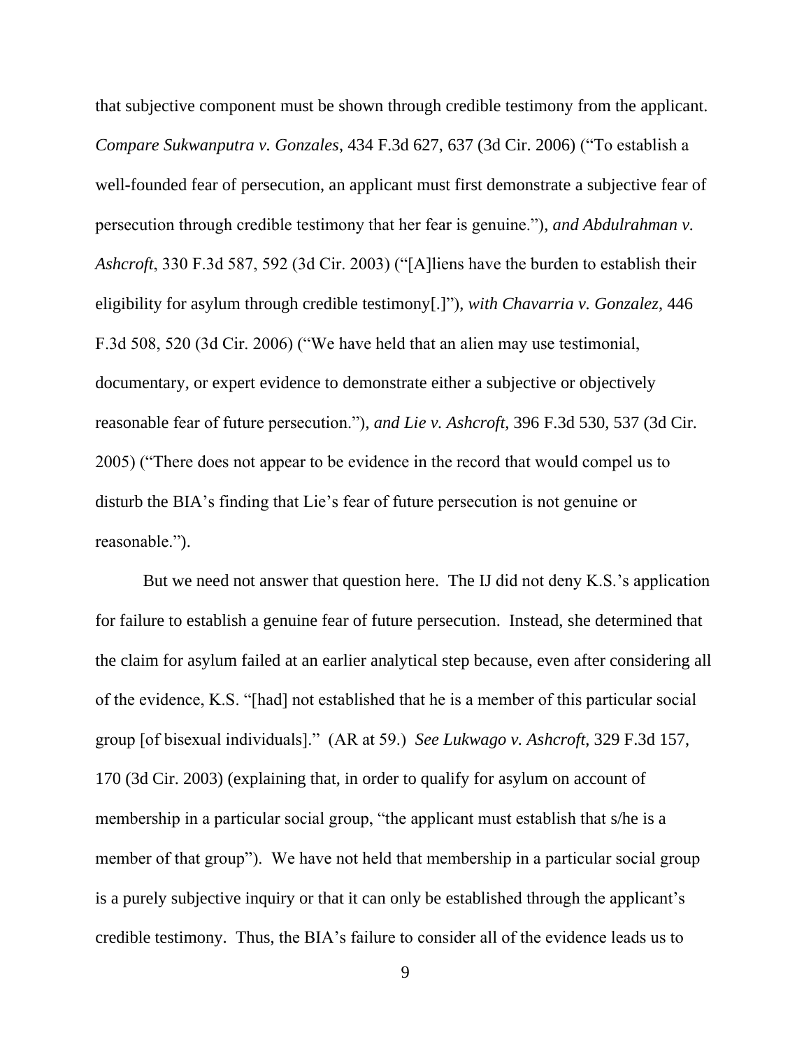that subjective component must be shown through credible testimony from the applicant. *Compare Sukwanputra v. Gonzales*, 434 F.3d 627, 637 (3d Cir. 2006) ("To establish a well-founded fear of persecution, an applicant must first demonstrate a subjective fear of persecution through credible testimony that her fear is genuine."), *and Abdulrahman v. Ashcroft*, 330 F.3d 587, 592 (3d Cir. 2003) ("[A]liens have the burden to establish their eligibility for asylum through credible testimony[.]"), *with Chavarria v. Gonzalez*, 446 F.3d 508, 520 (3d Cir. 2006) ("We have held that an alien may use testimonial, documentary, or expert evidence to demonstrate either a subjective or objectively reasonable fear of future persecution."), *and Lie v. Ashcroft*, 396 F.3d 530, 537 (3d Cir. 2005) ("There does not appear to be evidence in the record that would compel us to disturb the BIA's finding that Lie's fear of future persecution is not genuine or reasonable.").

But we need not answer that question here. The IJ did not deny K.S.'s application for failure to establish a genuine fear of future persecution. Instead, she determined that the claim for asylum failed at an earlier analytical step because, even after considering all of the evidence, K.S. "[had] not established that he is a member of this particular social group [of bisexual individuals]." (AR at 59.) *See Lukwago v. Ashcroft*, 329 F.3d 157, 170 (3d Cir. 2003) (explaining that, in order to qualify for asylum on account of membership in a particular social group, "the applicant must establish that s/he is a member of that group"). We have not held that membership in a particular social group is a purely subjective inquiry or that it can only be established through the applicant's credible testimony. Thus, the BIA's failure to consider all of the evidence leads us to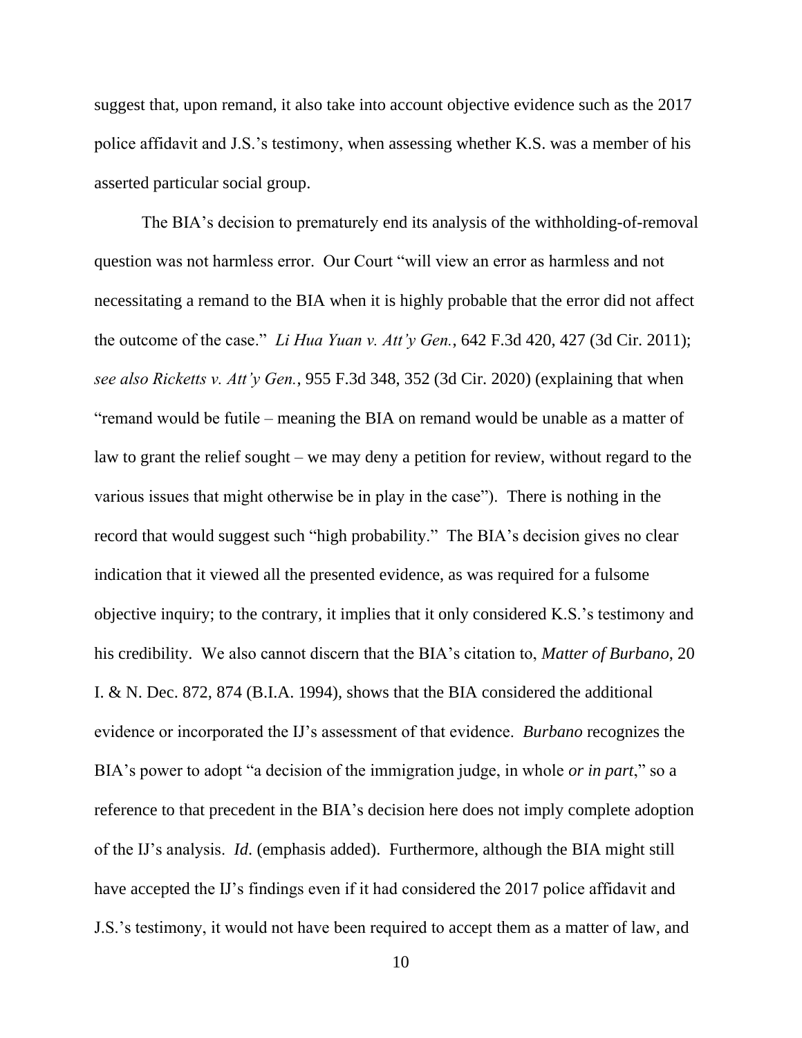suggest that, upon remand, it also take into account objective evidence such as the 2017 police affidavit and J.S.'s testimony, when assessing whether K.S. was a member of his asserted particular social group.

The BIA's decision to prematurely end its analysis of the withholding-of-removal question was not harmless error. Our Court "will view an error as harmless and not necessitating a remand to the BIA when it is highly probable that the error did not affect the outcome of the case." *Li Hua Yuan v. Att'y Gen.*, 642 F.3d 420, 427 (3d Cir. 2011); *see also Ricketts v. Att'y Gen.*, 955 F.3d 348, 352 (3d Cir. 2020) (explaining that when "remand would be futile – meaning the BIA on remand would be unable as a matter of law to grant the relief sought – we may deny a petition for review, without regard to the various issues that might otherwise be in play in the case"). There is nothing in the record that would suggest such "high probability." The BIA's decision gives no clear indication that it viewed all the presented evidence, as was required for a fulsome objective inquiry; to the contrary, it implies that it only considered K.S.'s testimony and his credibility. We also cannot discern that the BIA's citation to, *Matter of Burbano*, 20 I. & N. Dec. 872, 874 (B.I.A. 1994), shows that the BIA considered the additional evidence or incorporated the IJ's assessment of that evidence. *Burbano* recognizes the BIA's power to adopt "a decision of the immigration judge, in whole *or in part*," so a reference to that precedent in the BIA's decision here does not imply complete adoption of the IJ's analysis. *Id*. (emphasis added). Furthermore, although the BIA might still have accepted the IJ's findings even if it had considered the 2017 police affidavit and J.S.'s testimony, it would not have been required to accept them as a matter of law, and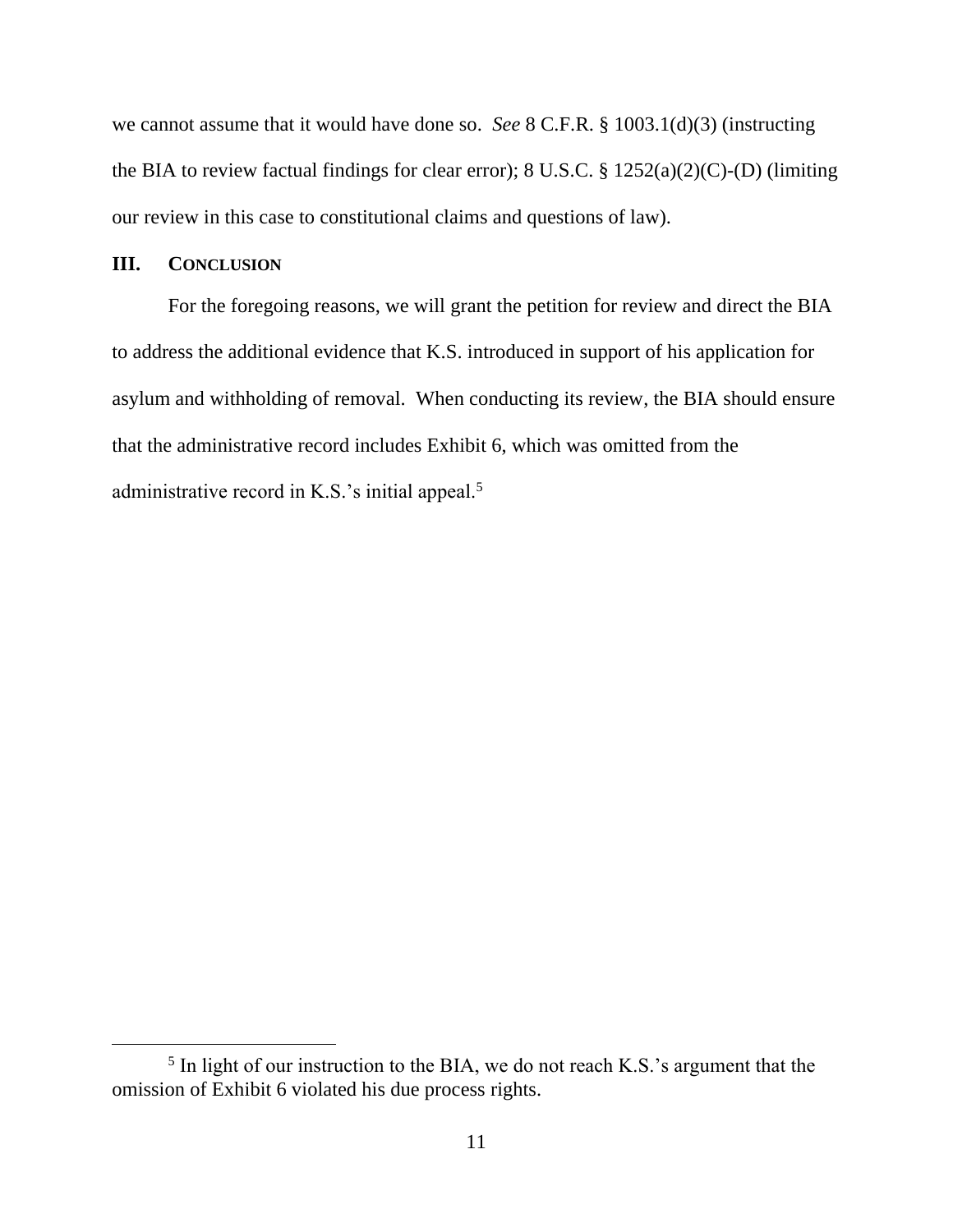we cannot assume that it would have done so. *See* 8 C.F.R. § 1003.1(d)(3) (instructing the BIA to review factual findings for clear error); 8 U.S.C. § 1252(a)(2)(C)-(D) (limiting our review in this case to constitutional claims and questions of law).

## III. CONCLUSION

For the foregoing reasons, we will grant the petition for review and direct the BIA to address the additional evidence that K.S. introduced in support of his application for asylum and withholding of removal. When conducting its review, the BIA should ensure that the administrative record includes Exhibit 6, which was omitted from the administrative record in K.S.'s initial appeal.[5]

---

[5] In light of our instruction to the BIA, we do not reach K.S.'s argument that the omission of Exhibit 6 violated his due process rights.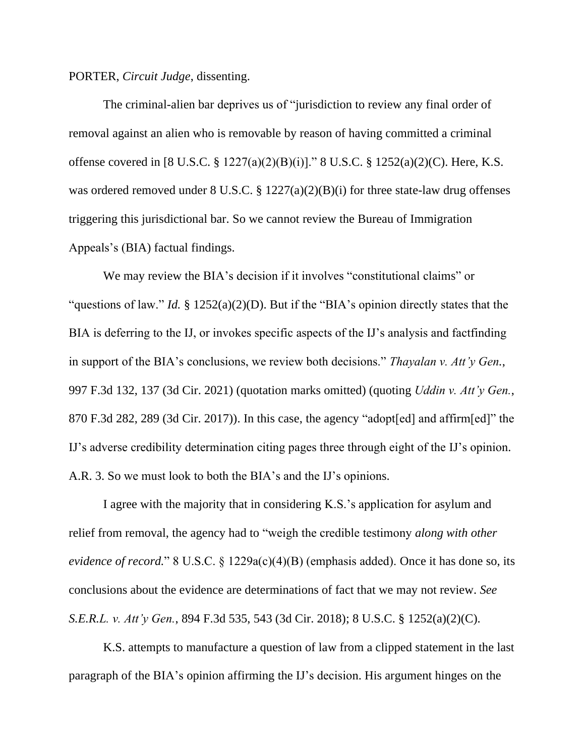PORTER, *Circuit Judge*, dissenting.

The criminal-alien bar deprives us of "jurisdiction to review any final order of removal against an alien who is removable by reason of having committed a criminal offense covered in [8 U.S.C. § 1227(a)(2)(B)(i)]." 8 U.S.C. § 1252(a)(2)(C). Here, K.S. was ordered removed under 8 U.S.C. § 1227(a)(2)(B)(i) for three state-law drug offenses triggering this jurisdictional bar. So we cannot review the Bureau of Immigration Appeals's (BIA) factual findings.

We may review the BIA's decision if it involves "constitutional claims" or "questions of law." *Id.* § 1252(a)(2)(D). But if the "BIA's opinion directly states that the BIA is deferring to the IJ, or invokes specific aspects of the IJ's analysis and factfinding in support of the BIA's conclusions, we review both decisions." *Thayalan v. Att'y Gen.*, 997 F.3d 132, 137 (3d Cir. 2021) (quotation marks omitted) (quoting *Uddin v. Att'y Gen.*, 870 F.3d 282, 289 (3d Cir. 2017)). In this case, the agency "adopt[ed] and affirm[ed]" the IJ's adverse credibility determination citing pages three through eight of the IJ's opinion. A.R. 3. So we must look to both the BIA's and the IJ's opinions.

I agree with the majority that in considering K.S.'s application for asylum and relief from removal, the agency had to "weigh the credible testimony *along with other evidence of record.*" 8 U.S.C. § 1229a(c)(4)(B) (emphasis added). Once it has done so, its conclusions about the evidence are determinations of fact that we may not review. *See S.E.R.L. v. Att'y Gen.*, 894 F.3d 535, 543 (3d Cir. 2018); 8 U.S.C. § 1252(a)(2)(C).

K.S. attempts to manufacture a question of law from a clipped statement in the last paragraph of the BIA's opinion affirming the IJ's decision. His argument hinges on the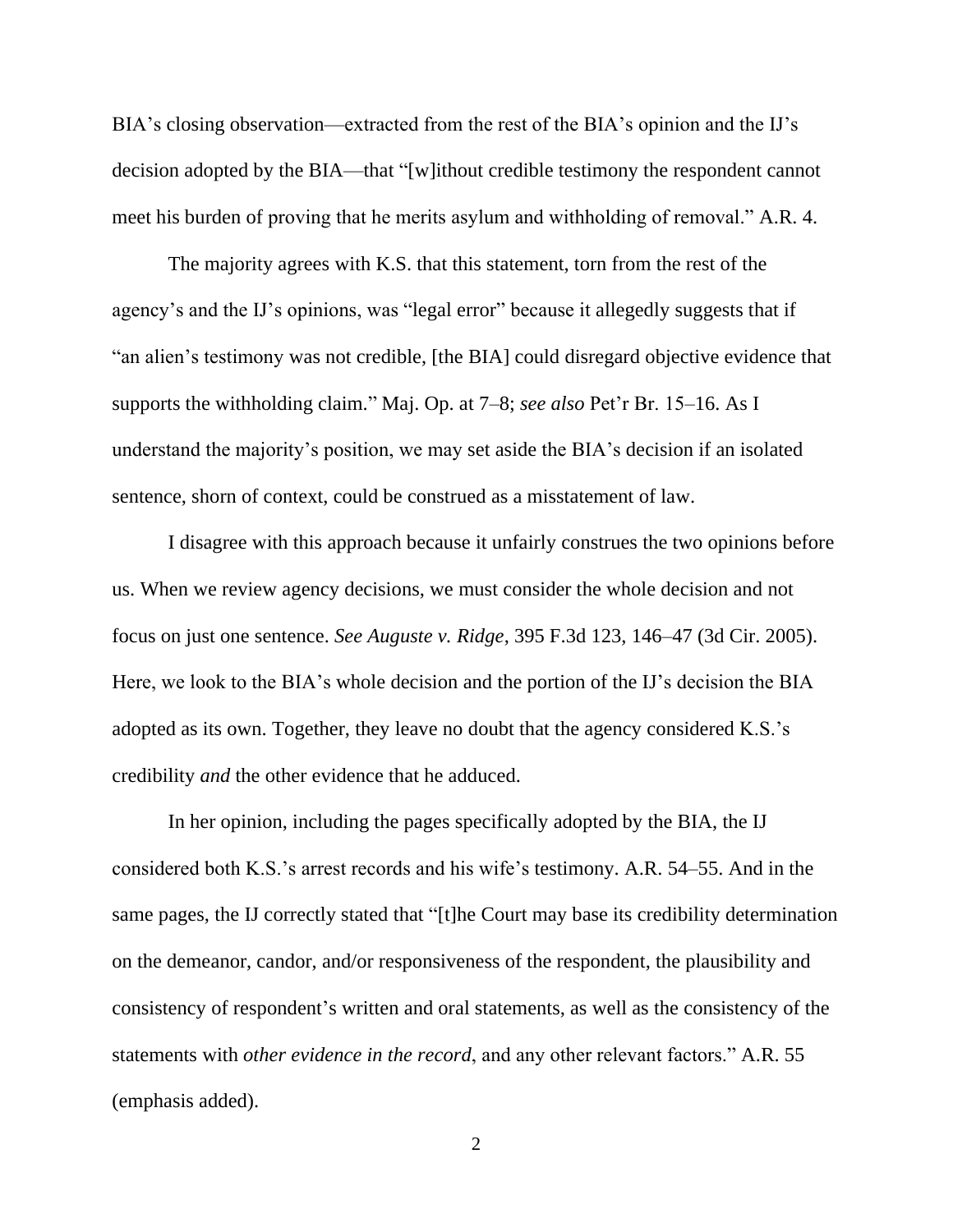BIA's closing observation—extracted from the rest of the BIA's opinion and the IJ's decision adopted by the BIA—that "[w]ithout credible testimony the respondent cannot meet his burden of proving that he merits asylum and withholding of removal." A.R. 4.

The majority agrees with K.S. that this statement, torn from the rest of the agency's and the IJ's opinions, was "legal error" because it allegedly suggests that if "an alien's testimony was not credible, [the BIA] could disregard objective evidence that supports the withholding claim." Maj. Op. at 7–8; *see also* Pet'r Br. 15–16. As I understand the majority's position, we may set aside the BIA's decision if an isolated sentence, shorn of context, could be construed as a misstatement of law.

I disagree with this approach because it unfairly construes the two opinions before us. When we review agency decisions, we must consider the whole decision and not focus on just one sentence. *See Auguste v. Ridge*, 395 F.3d 123, 146–47 (3d Cir. 2005). Here, we look to the BIA's whole decision and the portion of the IJ's decision the BIA adopted as its own. Together, they leave no doubt that the agency considered K.S.'s credibility *and* the other evidence that he adduced.

In her opinion, including the pages specifically adopted by the BIA, the IJ considered both K.S.'s arrest records and his wife's testimony. A.R. 54–55. And in the same pages, the IJ correctly stated that "[t]he Court may base its credibility determination on the demeanor, candor, and/or responsiveness of the respondent, the plausibility and consistency of respondent's written and oral statements, as well as the consistency of the statements with *other evidence in the record*, and any other relevant factors." A.R. 55 (emphasis added).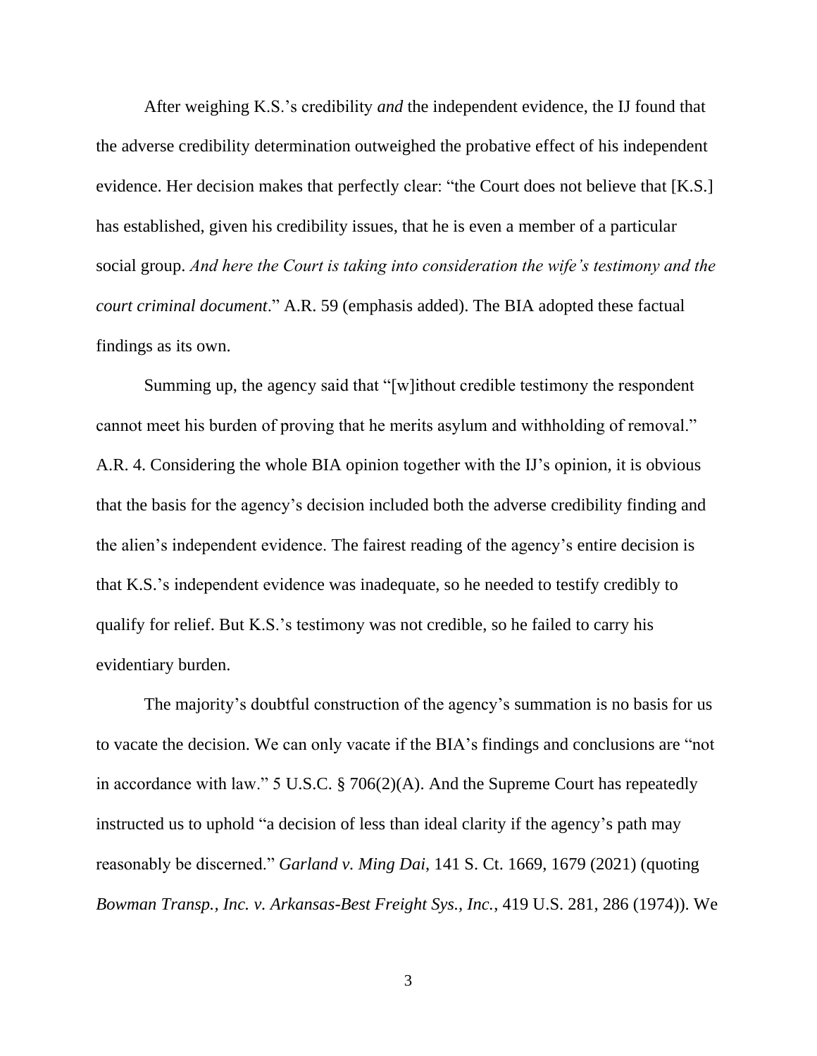After weighing K.S.'s credibility *and* the independent evidence, the IJ found that the adverse credibility determination outweighed the probative effect of his independent evidence. Her decision makes that perfectly clear: "the Court does not believe that [K.S.] has established, given his credibility issues, that he is even a member of a particular social group. *And here the Court is taking into consideration the wife's testimony and the court criminal document*." A.R. 59 (emphasis added). The BIA adopted these factual findings as its own.

Summing up, the agency said that "[w]ithout credible testimony the respondent cannot meet his burden of proving that he merits asylum and withholding of removal." A.R. 4. Considering the whole BIA opinion together with the IJ's opinion, it is obvious that the basis for the agency's decision included both the adverse credibility finding and the alien's independent evidence. The fairest reading of the agency's entire decision is that K.S.'s independent evidence was inadequate, so he needed to testify credibly to qualify for relief. But K.S.'s testimony was not credible, so he failed to carry his evidentiary burden.

The majority's doubtful construction of the agency's summation is no basis for us to vacate the decision. We can only vacate if the BIA's findings and conclusions are "not in accordance with law." 5 U.S.C. § 706(2)(A). And the Supreme Court has repeatedly instructed us to uphold "a decision of less than ideal clarity if the agency's path may reasonably be discerned." *Garland v. Ming Dai*, 141 S. Ct. 1669, 1679 (2021) (quoting *Bowman Transp., Inc. v. Arkansas-Best Freight Sys., Inc.*, 419 U.S. 281, 286 (1974)). We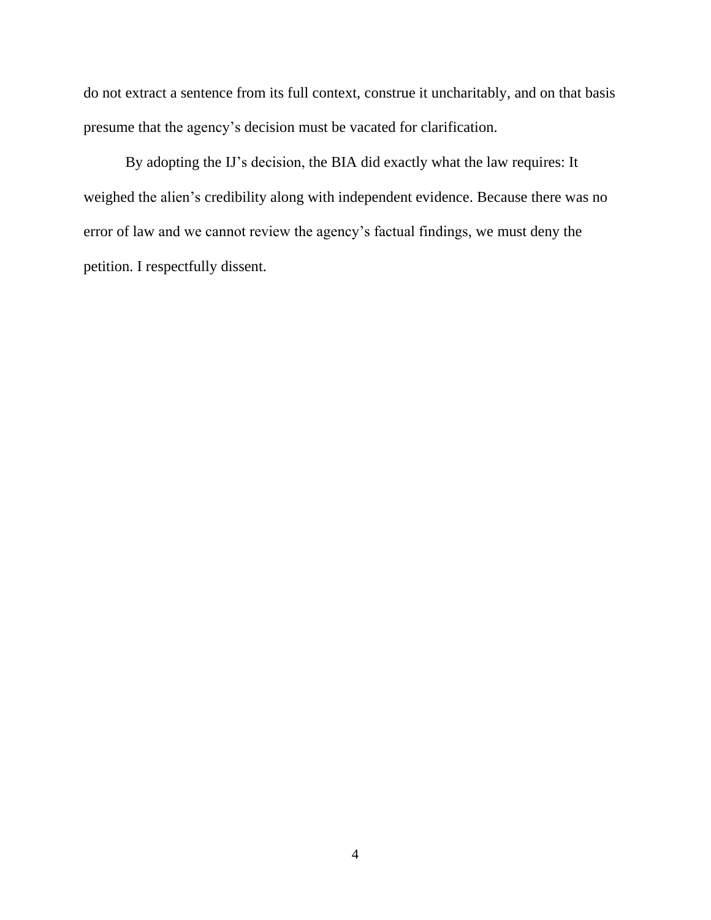do not extract a sentence from its full context, construe it uncharitably, and on that basis presume that the agency's decision must be vacated for clarification.

By adopting the IJ's decision, the BIA did exactly what the law requires: It weighed the alien's credibility along with independent evidence. Because there was no error of law and we cannot review the agency's factual findings, we must deny the petition. I respectfully dissent.